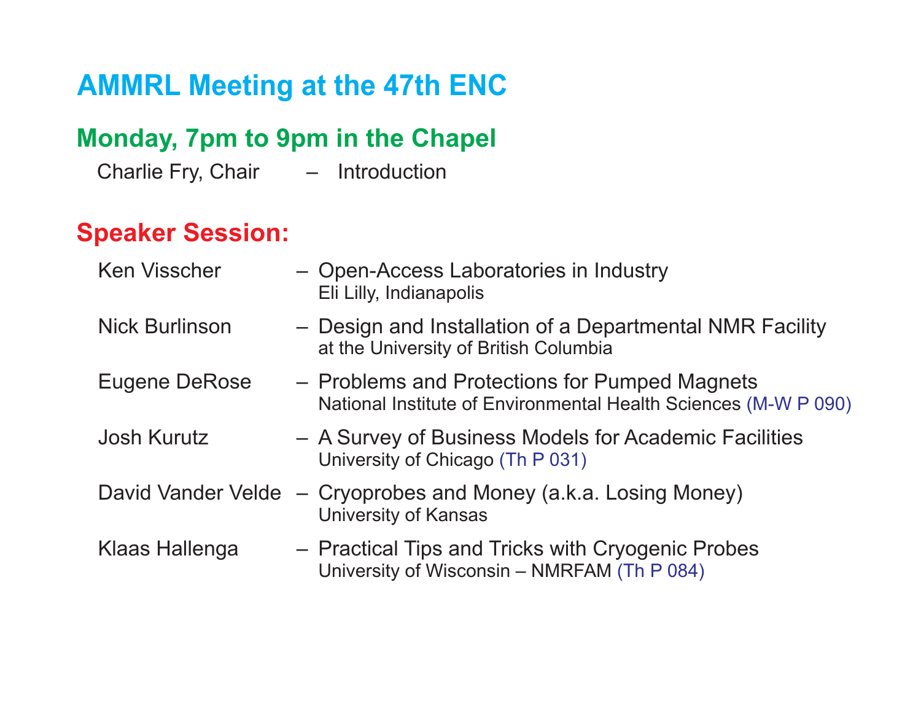# AMMRL Meeting at the 47th ENC

## Monday, 7pm to 9pm in the Chapel

Charlie Fry, Chair – Introduction

## Speaker Session:

- Ken Visscher – Open-Access Laboratories in Industry
  Eli Lilly, Indianapolis
- Nick Burlinson – Design and Installation of a Departmental NMR Facility
  at the University of British Columbia
- Eugene DeRose – Problems and Protections for Pumped Magnets
  National Institute of Environmental Health Sciences (M-W P 090)
- Josh Kurutz – A Survey of Business Models for Academic Facilities
  University of Chicago (Th P 031)
- David Vander Velde – Cryoprobes and Money (a.k.a. Losing Money)
  University of Kansas
- Klaas Hallenga – Practical Tips and Tricks with Cryogenic Probes
  University of Wisconsin – NMRFAM (Th P 084)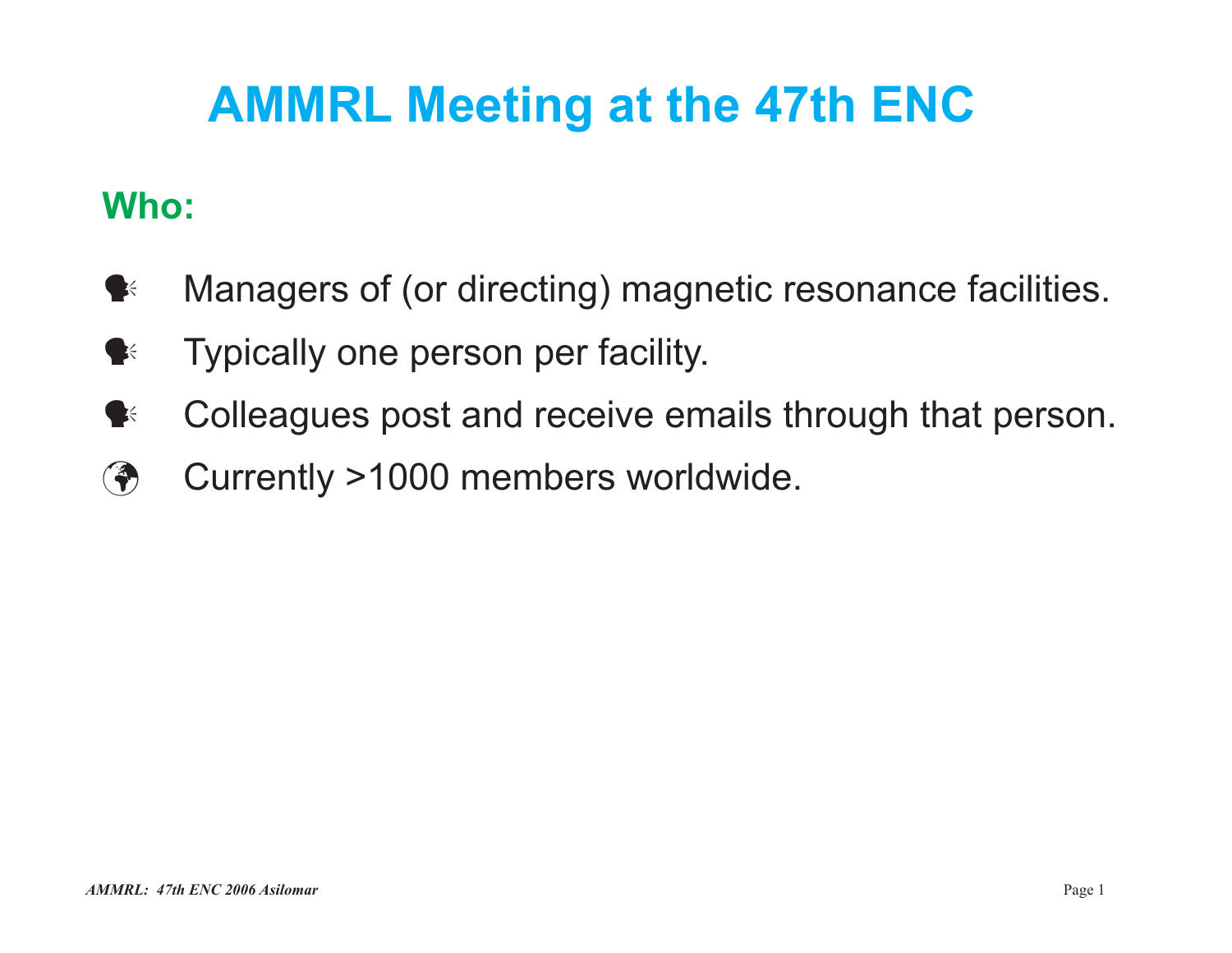# AMMRL Meeting at the 47th ENC

## Who:

- Managers of (or directing) magnetic resonance facilities.
- Typically one person per facility.
- Colleagues post and receive emails through that person.
- Currently >1000 members worldwide.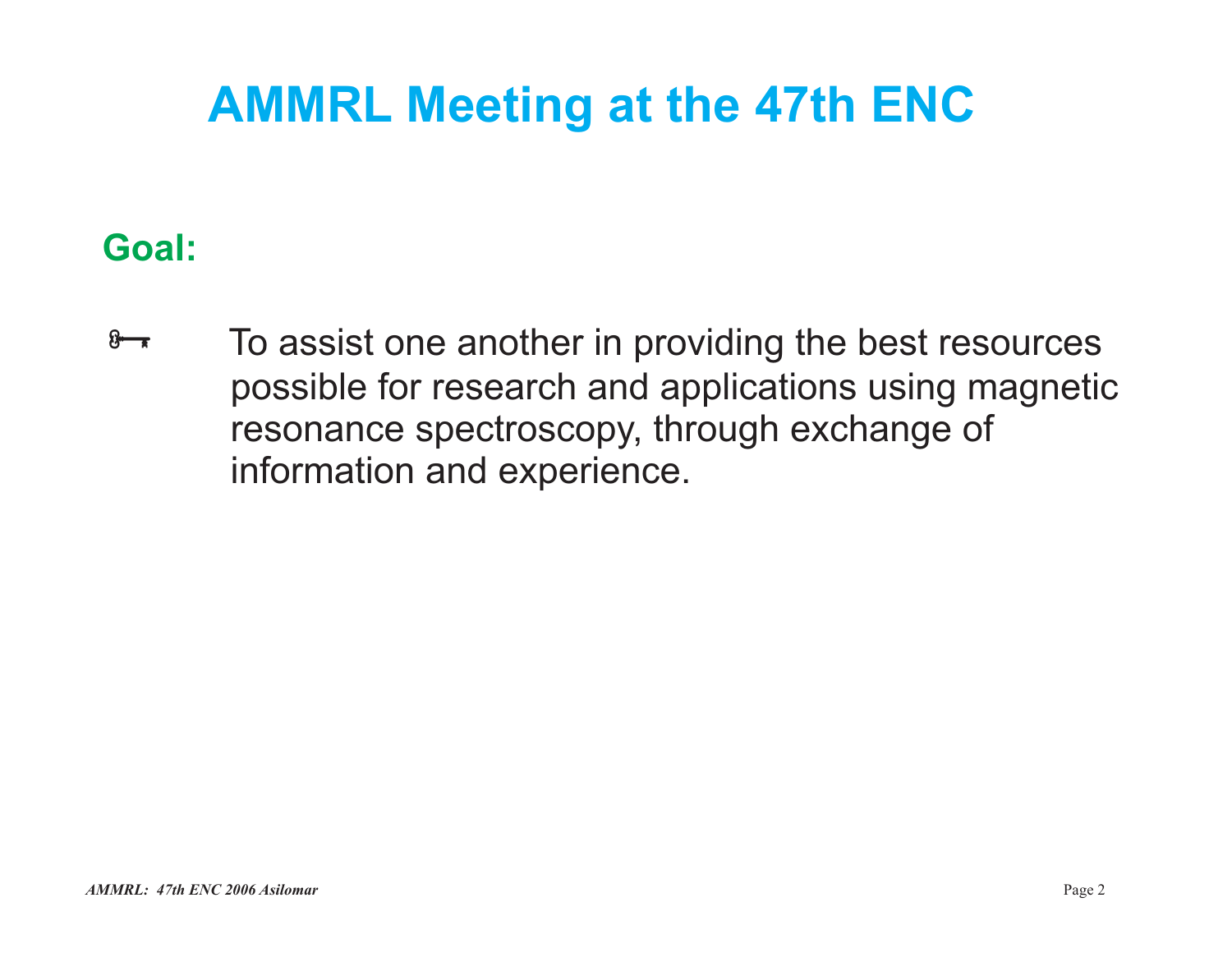# AMMRL Meeting at the 47th ENC

## Goal:

- To assist one another in providing the best resources possible for research and applications using magnetic resonance spectroscopy, through exchange of information and experience.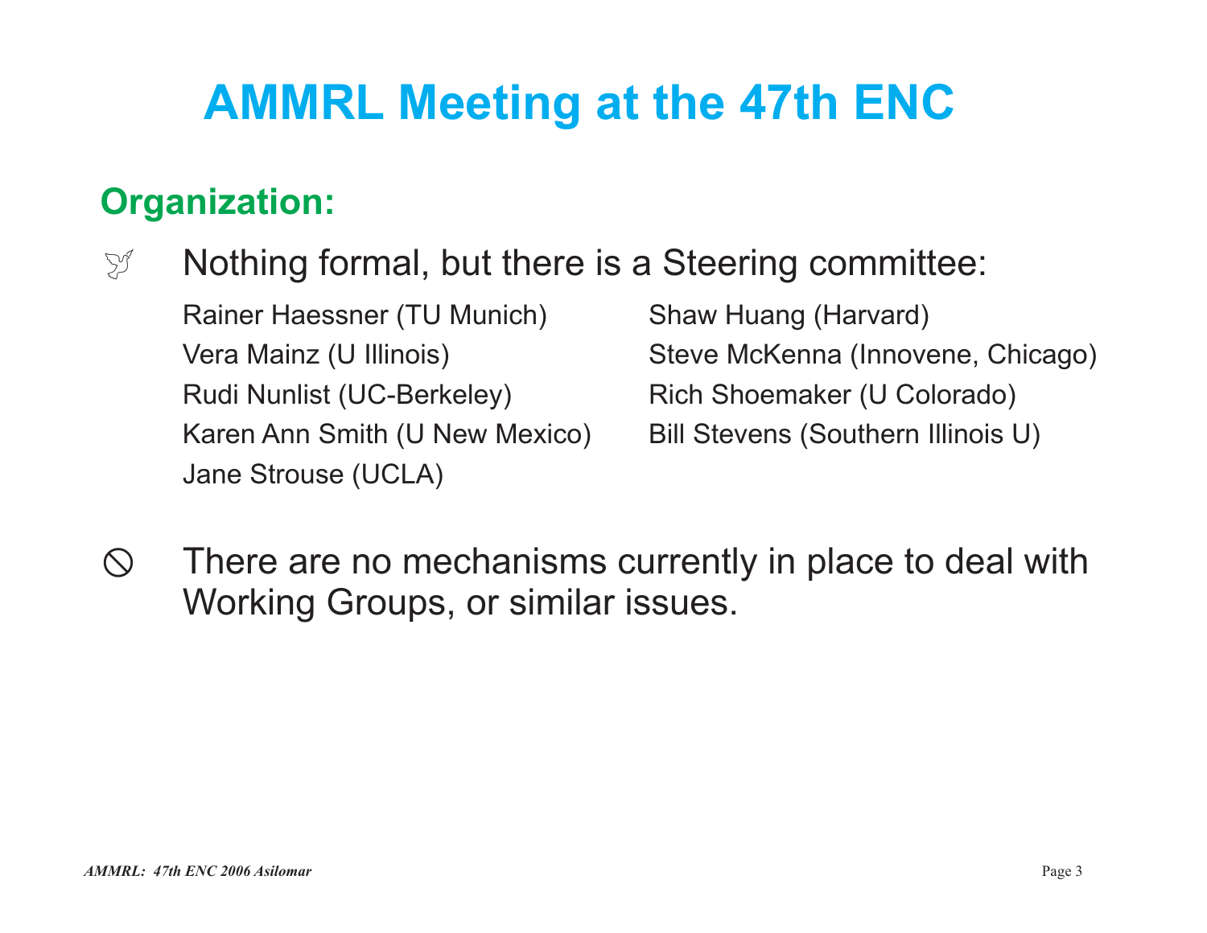# AMMRL Meeting at the 47th ENC

## Organization:

- Nothing formal, but there is a Steering committee:

  Rainer Haessner (TU Munich)
  Vera Mainz (U Illinois)
  Rudi Nunlist (UC-Berkeley)
  Karen Ann Smith (U New Mexico)
  Jane Strouse (UCLA)
  Shaw Huang (Harvard)
  Steve McKenna (Innovene, Chicago)
  Rich Shoemaker (U Colorado)
  Bill Stevens (Southern Illinois U)

- There are no mechanisms currently in place to deal with Working Groups, or similar issues.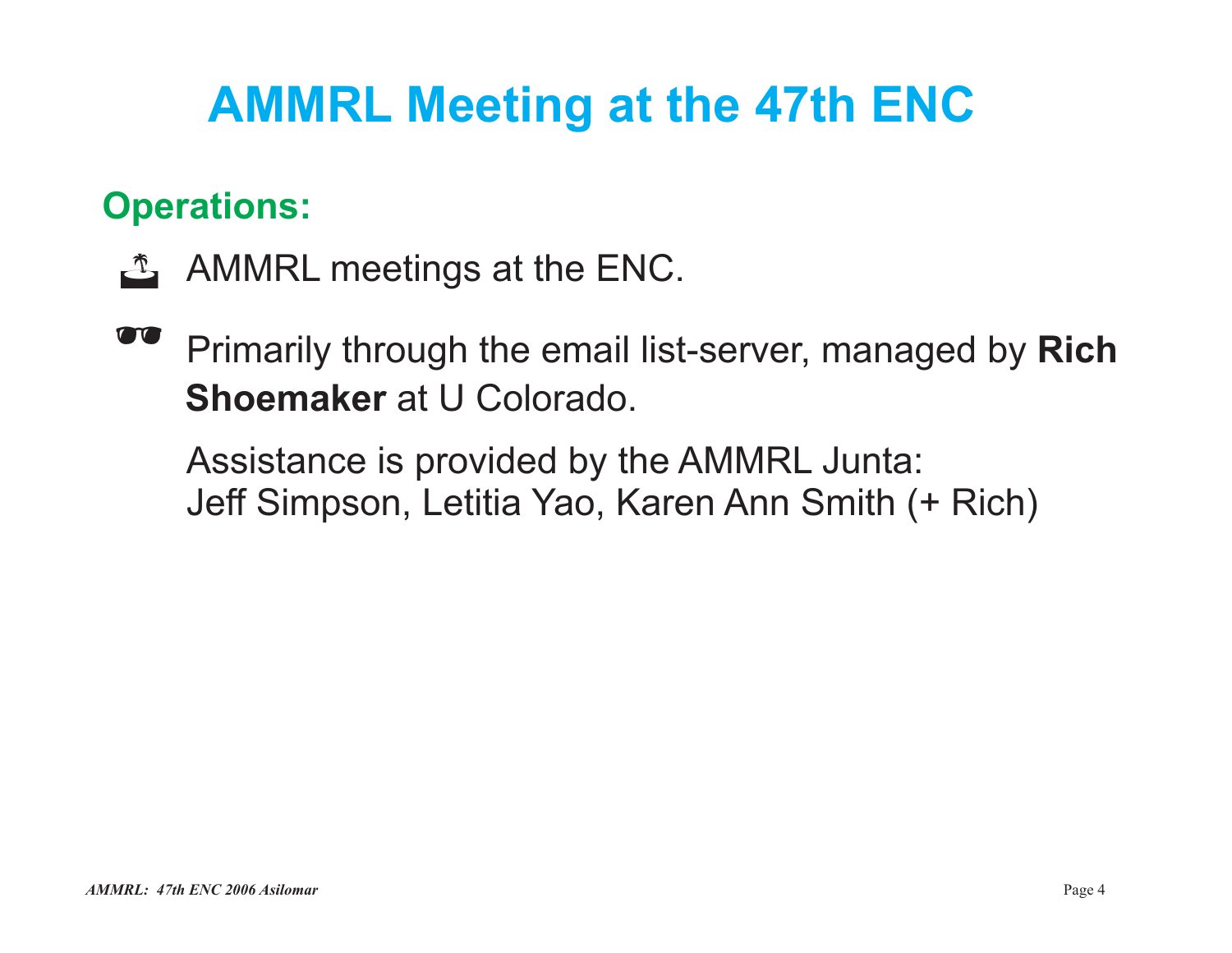# AMMRL Meeting at the 47th ENC

## Operations:

- AMMRL meetings at the ENC.
- Primarily through the email list-server, managed by **Rich Shoemaker** at U Colorado.

  Assistance is provided by the AMMRL Junta:
  Jeff Simpson, Letitia Yao, Karen Ann Smith (+ Rich)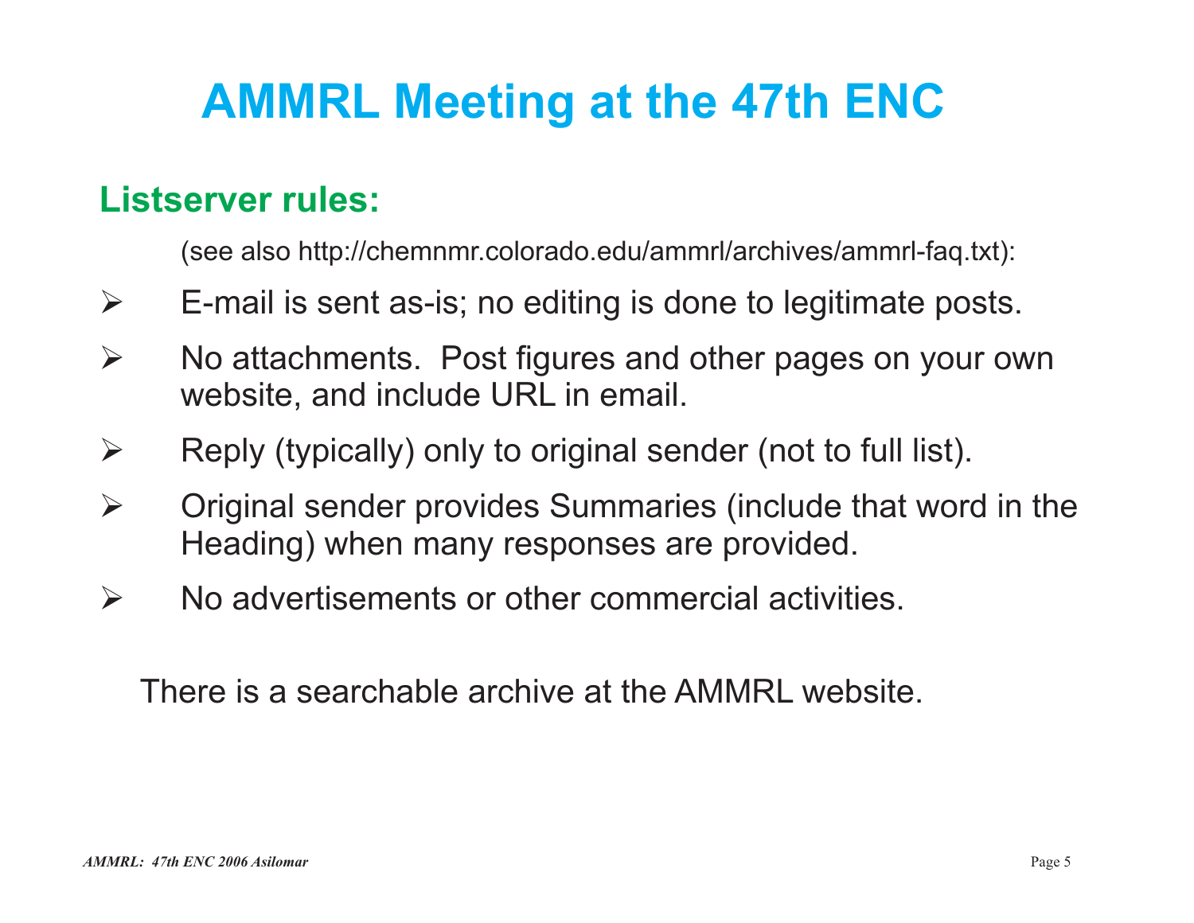# AMMRL Meeting at the 47th ENC

## Listserver rules:

(see also http://chemnmr.colorado.edu/ammrl/archives/ammrl-faq.txt):

- E-mail is sent as-is; no editing is done to legitimate posts.
- No attachments. Post figures and other pages on your own website, and include URL in email.
- Reply (typically) only to original sender (not to full list).
- Original sender provides Summaries (include that word in the Heading) when many responses are provided.
- No advertisements or other commercial activities.

There is a searchable archive at the AMMRL website.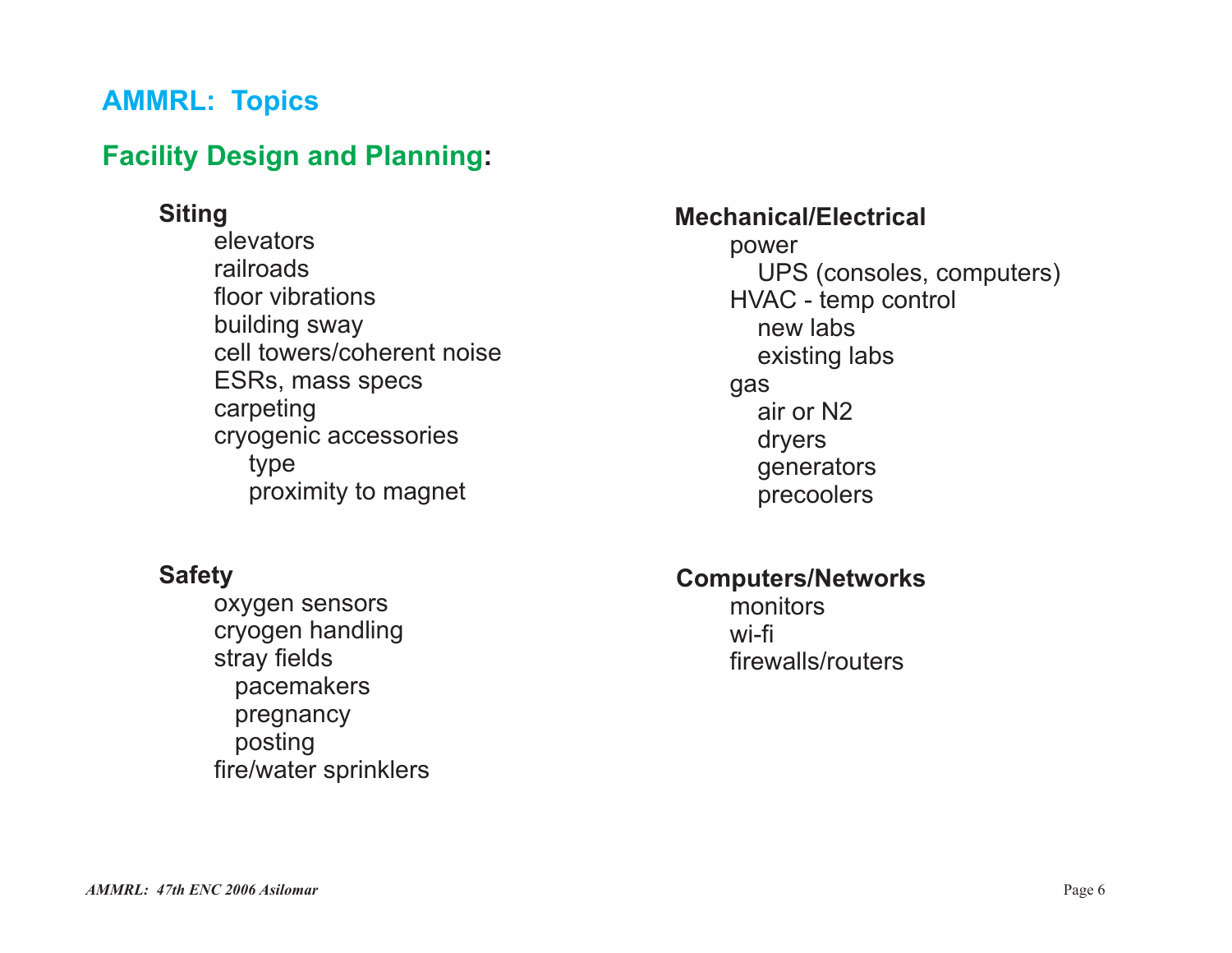# AMMRL: Topics

## Facility Design and Planning:

**Siting**

- elevators
- railroads
- floor vibrations
- building sway
- cell towers/coherent noise
- ESRs, mass specs
- carpeting
- cryogenic accessories
  - type
  - proximity to magnet

**Safety**

- oxygen sensors
- cryogen handling
- stray fields
  - pacemakers
  - pregnancy
  - posting
- fire/water sprinklers

**Mechanical/Electrical**

- power
  - UPS (consoles, computers)
- HVAC - temp control
  - new labs
  - existing labs
- gas
  - air or N2
  - dryers
  - generators
  - precoolers

**Computers/Networks**

- monitors
- wi-fi
- firewalls/routers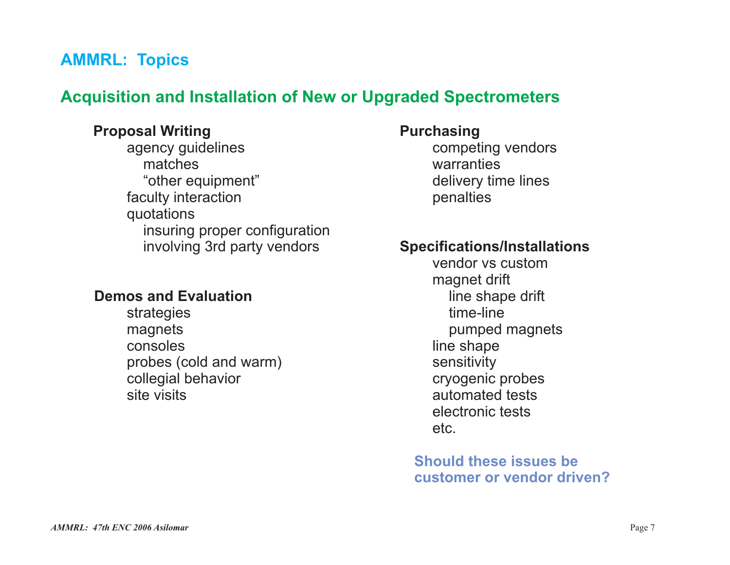# AMMRL: Topics

## Acquisition and Installation of New or Upgraded Spectrometers

**Proposal Writing**

- agency guidelines
  - matches
  - “other equipment”
- faculty interaction
- quotations
  - insuring proper configuration
  - involving 3rd party vendors

**Demos and Evaluation**

- strategies
- magnets
- consoles
- probes (cold and warm)
- collegial behavior
- site visits

**Purchasing**

- competing vendors
- warranties
- delivery time lines
- penalties

**Specifications/Installations**

- vendor vs custom
- magnet drift
  - line shape drift
  - time-line
  - pumped magnets
- line shape
- sensitivity
- cryogenic probes
- automated tests
- electronic tests
- etc.

**Should these issues be customer or vendor driven?**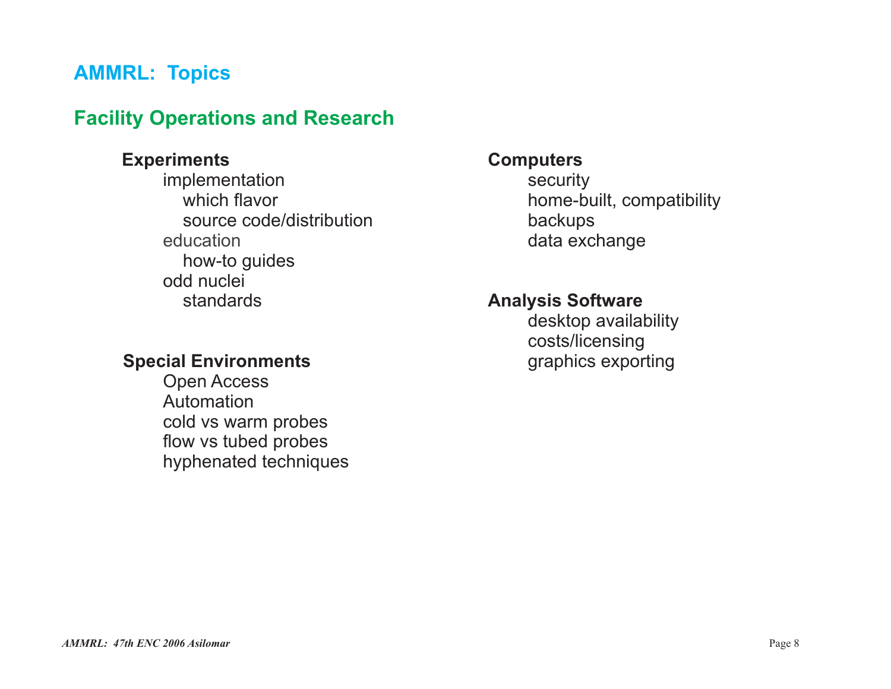# AMMRL: Topics

## Facility Operations and Research

**Experiments**

- implementation
  - which flavor
  - source code/distribution
- education
  - how-to guides
- odd nuclei
  - standards

**Special Environments**

- Open Access
- Automation
- cold vs warm probes
- flow vs tubed probes
- hyphenated techniques

**Computers**

- security
- home-built, compatibility
- backups
- data exchange

**Analysis Software**

- desktop availability
- costs/licensing
- graphics exporting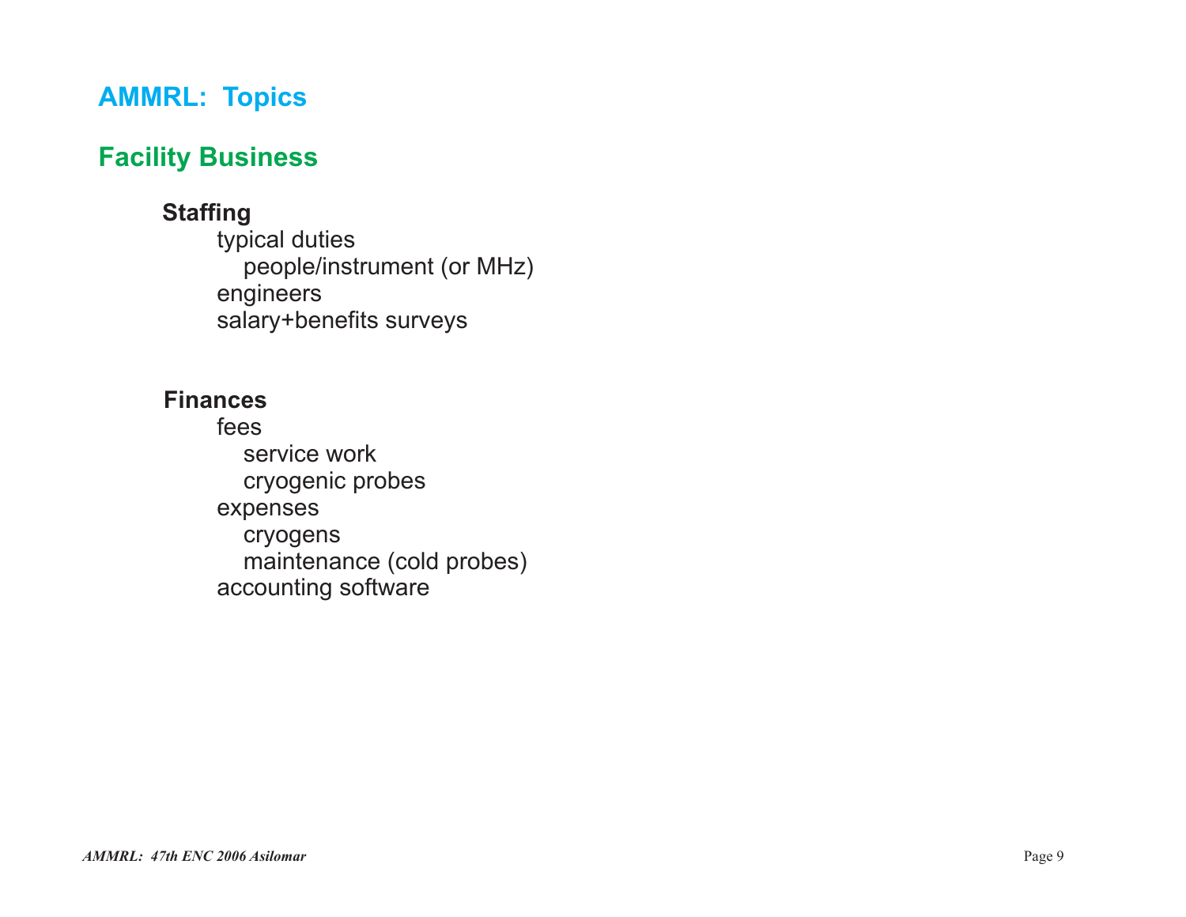# AMMRL: Topics

## Facility Business

**Staffing**

- typical duties
  - people/instrument (or MHz)
- engineers
- salary+benefits surveys

**Finances**

- fees
  - service work
  - cryogenic probes
- expenses
  - cryogens
  - maintenance (cold probes)
- accounting software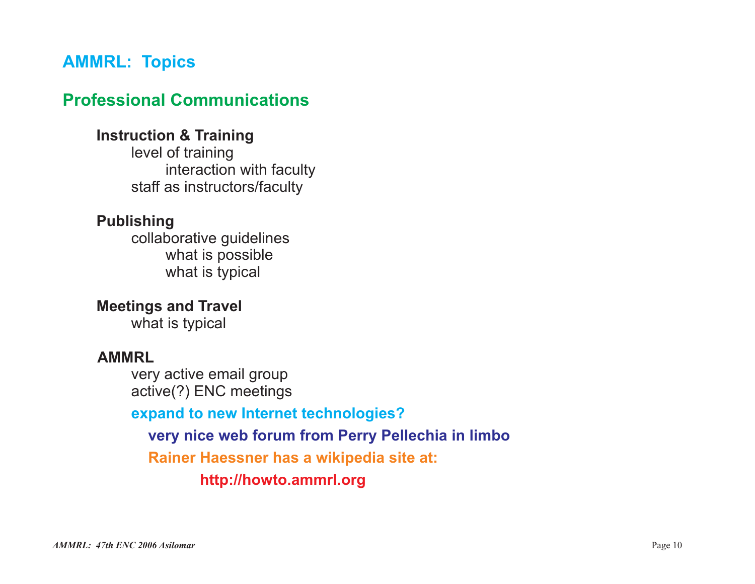# AMMRL: Topics

## Professional Communications

### Instruction & Training

- level of training
  - interaction with faculty
- staff as instructors/faculty

### Publishing

- collaborative guidelines
  - what is possible
  - what is typical

### Meetings and Travel

- what is typical

### AMMRL

- very active email group
- active(?) ENC meetings

**expand to new Internet technologies?**

**very nice web forum from Perry Pellechia in limbo**

**Rainer Haessner has a wikipedia site at:**

**http://howto.ammrl.org**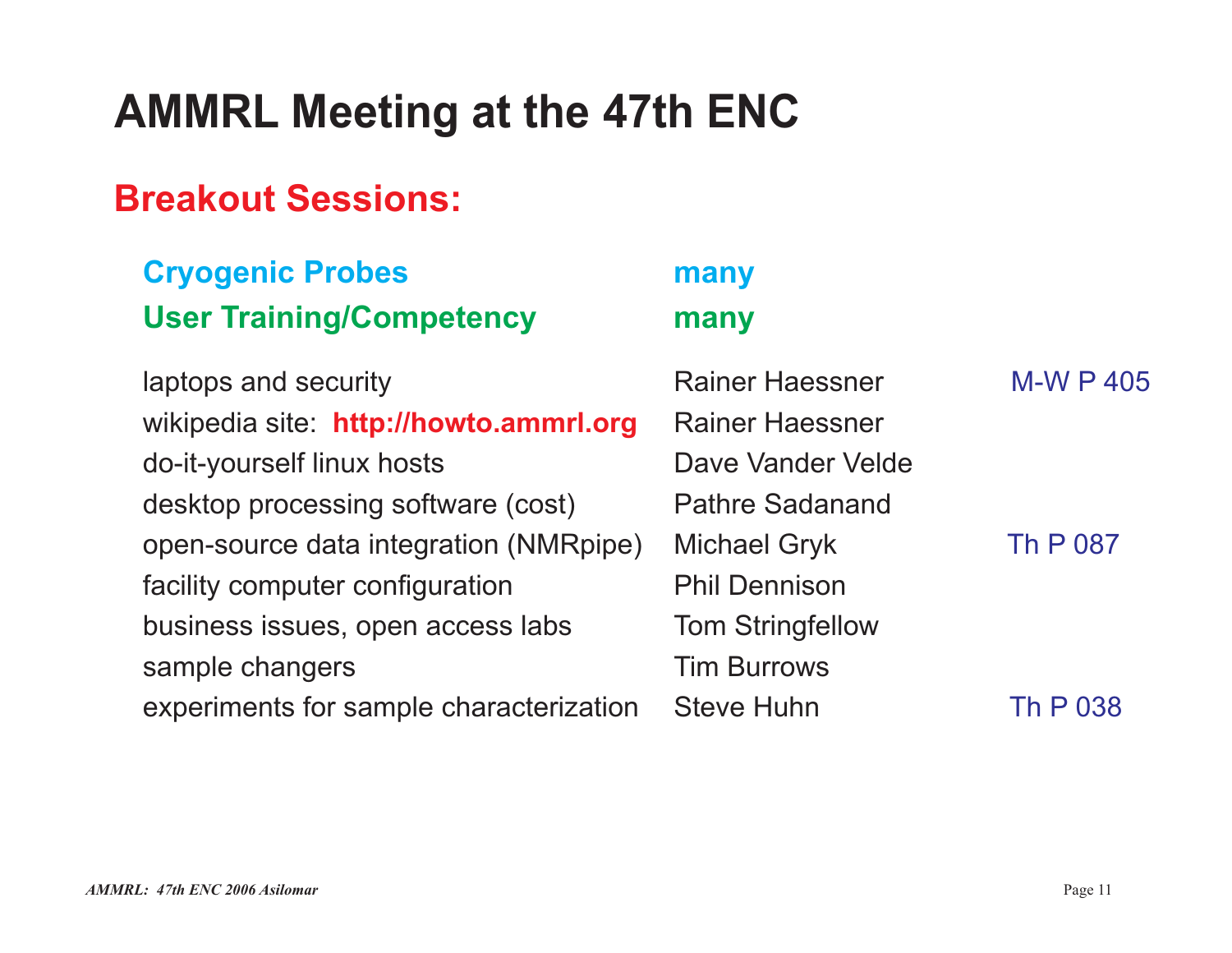# AMMRL Meeting at the 47th ENC

## Breakout Sessions:

| Topic | Leader | Poster |
|---|---|---|
| **Cryogenic Probes** | **many** | |
| **User Training/Competency** | **many** | |
| laptops and security | Rainer Haessner | M-W P 405 |
| wikipedia site: **http://howto.ammrl.org** | Rainer Haessner | |
| do-it-yourself linux hosts | Dave Vander Velde | |
| desktop processing software (cost) | Pathre Sadanand | |
| open-source data integration (NMRpipe) | Michael Gryk | Th P 087 |
| facility computer configuration | Phil Dennison | |
| business issues, open access labs | Tom Stringfellow | |
| sample changers | Tim Burrows | |
| experiments for sample characterization | Steve Huhn | Th P 038 |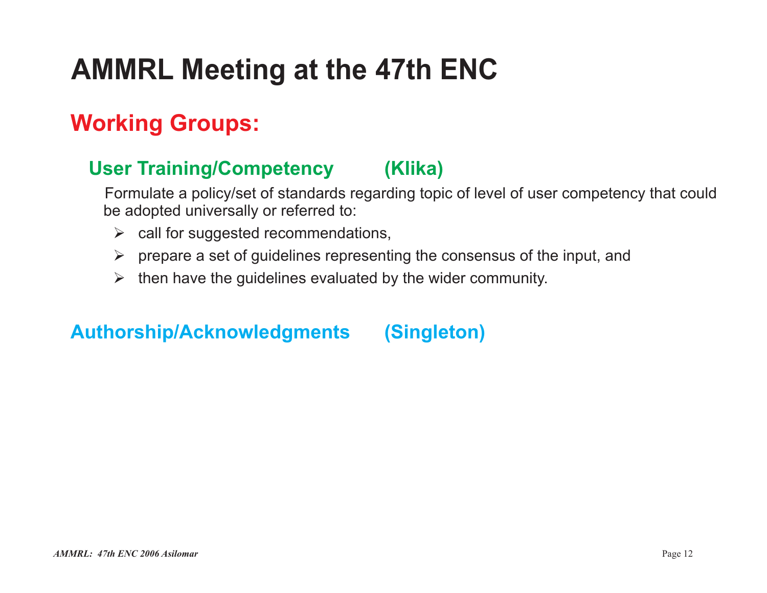# AMMRL Meeting at the 47th ENC

## Working Groups:

### User Training/Competency (Klika)

Formulate a policy/set of standards regarding topic of level of user competency that could be adopted universally or referred to:

- call for suggested recommendations,
- prepare a set of guidelines representing the consensus of the input, and
- then have the guidelines evaluated by the wider community.

### Authorship/Acknowledgments (Singleton)